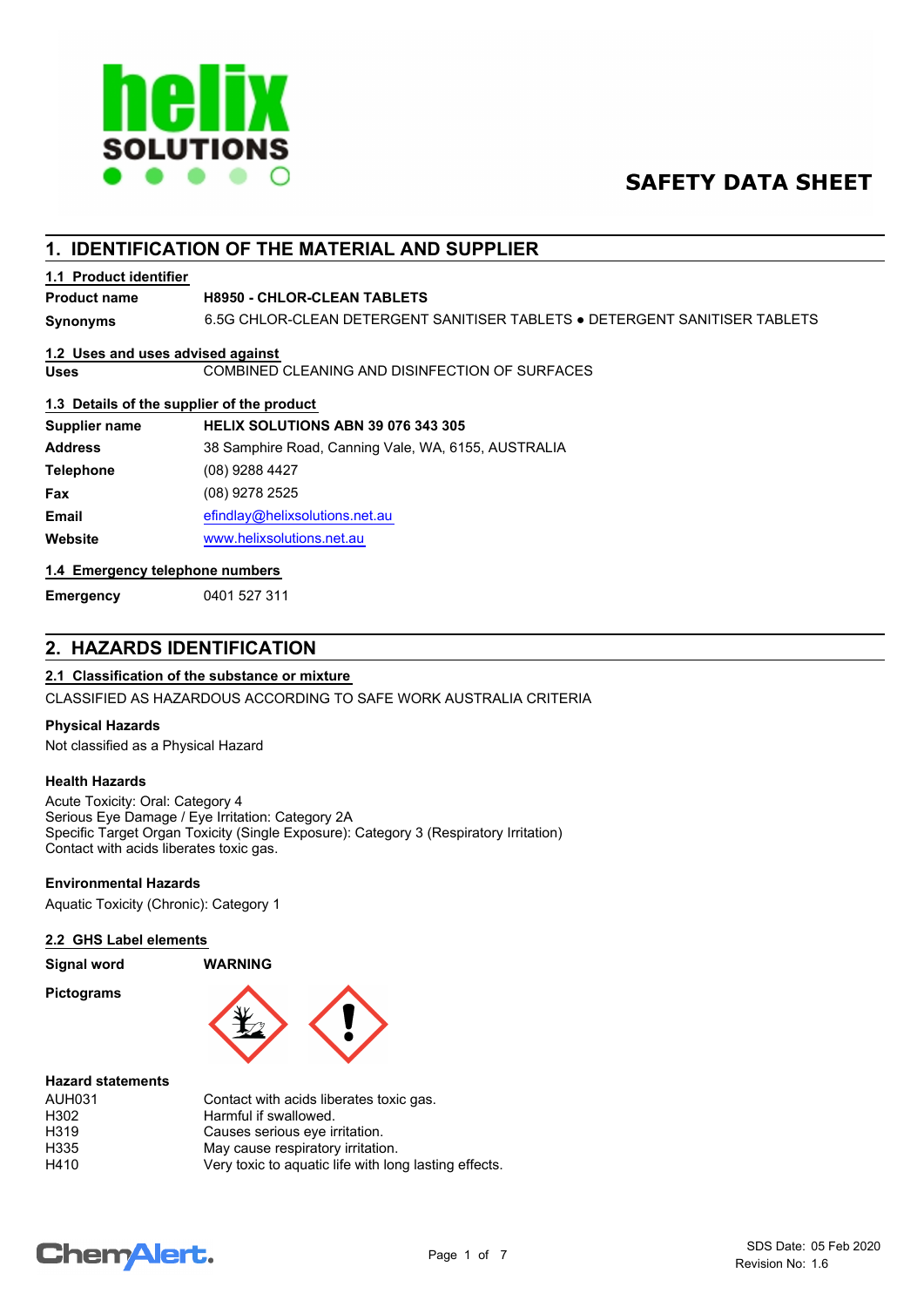# SAFETY DATA SHEET

## 1. IDENTIFICATION OF THE MATERIAL AND SUPPLIER

### 1.1 Product identifier

| | |
|---|---|
| **Product name** | **H8950 - CHLOR-CLEAN TABLETS** |
| **Synonyms** | 6.5G CHLOR-CLEAN DETERGENT SANITISER TABLETS ● DETERGENT SANITISER TABLETS |

### 1.2 Uses and uses advised against

| | |
|---|---|
| **Uses** | COMBINED CLEANING AND DISINFECTION OF SURFACES |

### 1.3 Details of the supplier of the product

| | |
|---|---|
| **Supplier name** | **HELIX SOLUTIONS ABN 39 076 343 305** |
| **Address** | 38 Samphire Road, Canning Vale, WA, 6155, AUSTRALIA |
| **Telephone** | (08) 9288 4427 |
| **Fax** | (08) 9278 2525 |
| **Email** | efindlay@helixsolutions.net.au |
| **Website** | www.helixsolutions.net.au |

### 1.4 Emergency telephone numbers

| | |
|---|---|
| **Emergency** | 0401 527 311 |

## 2. HAZARDS IDENTIFICATION

### 2.1 Classification of the substance or mixture

CLASSIFIED AS HAZARDOUS ACCORDING TO SAFE WORK AUSTRALIA CRITERIA

**Physical Hazards**

Not classified as a Physical Hazard

**Health Hazards**

Acute Toxicity: Oral: Category 4
Serious Eye Damage / Eye Irritation: Category 2A
Specific Target Organ Toxicity (Single Exposure): Category 3 (Respiratory Irritation)
Contact with acids liberates toxic gas.

**Environmental Hazards**

Aquatic Toxicity (Chronic): Category 1

### 2.2 GHS Label elements

| | |
|---|---|
| **Signal word** | **WARNING** |

**Pictograms**

**Hazard statements**

| | |
|---|---|
| AUH031 | Contact with acids liberates toxic gas. |
| H302 | Harmful if swallowed. |
| H319 | Causes serious eye irritation. |
| H335 | May cause respiratory irritation. |
| H410 | Very toxic to aquatic life with long lasting effects. |

SDS Date: 05 Feb 2020
Revision No: 1.6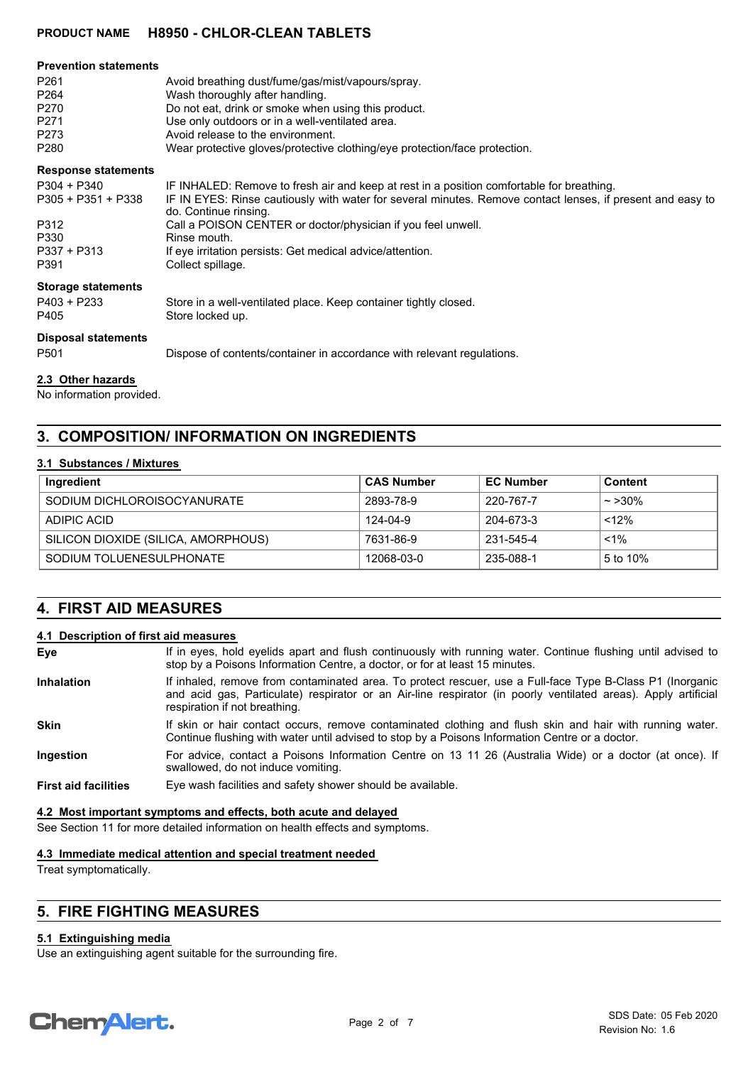#### Prevention statements

| | |
|---|---|
| P261 | Avoid breathing dust/fume/gas/mist/vapours/spray. |
| P264 | Wash thoroughly after handling. |
| P270 | Do not eat, drink or smoke when using this product. |
| P271 | Use only outdoors or in a well-ventilated area. |
| P273 | Avoid release to the environment. |
| P280 | Wear protective gloves/protective clothing/eye protection/face protection. |

#### Response statements

| | |
|---|---|
| P304 + P340 | IF INHALED: Remove to fresh air and keep at rest in a position comfortable for breathing. |
| P305 + P351 + P338 | IF IN EYES: Rinse cautiously with water for several minutes. Remove contact lenses, if present and easy to do. Continue rinsing. |
| P312 | Call a POISON CENTER or doctor/physician if you feel unwell. |
| P330 | Rinse mouth. |
| P337 + P313 | If eye irritation persists: Get medical advice/attention. |
| P391 | Collect spillage. |

#### Storage statements

| | |
|---|---|
| P403 + P233 | Store in a well-ventilated place. Keep container tightly closed. |
| P405 | Store locked up. |

#### Disposal statements

| | |
|---|---|
| P501 | Dispose of contents/container in accordance with relevant regulations. |

### 2.3 Other hazards

No information provided.

## 3. COMPOSITION/ INFORMATION ON INGREDIENTS

### 3.1 Substances / Mixtures

| Ingredient | CAS Number | EC Number | Content |
|---|---|---|---|
| SODIUM DICHLOROISOCYANURATE | 2893-78-9 | 220-767-7 | ~ >30% |
| ADIPIC ACID | 124-04-9 | 204-673-3 | <12% |
| SILICON DIOXIDE (SILICA, AMORPHOUS) | 7631-86-9 | 231-545-4 | <1% |
| SODIUM TOLUENESULPHONATE | 12068-03-0 | 235-088-1 | 5 to 10% |

## 4. FIRST AID MEASURES

### 4.1 Description of first aid measures

**Eye** — If in eyes, hold eyelids apart and flush continuously with running water. Continue flushing until advised to stop by a Poisons Information Centre, a doctor, or for at least 15 minutes.

**Inhalation** — If inhaled, remove from contaminated area. To protect rescuer, use a Full-face Type B-Class P1 (Inorganic and acid gas, Particulate) respirator or an Air-line respirator (in poorly ventilated areas). Apply artificial respiration if not breathing.

**Skin** — If skin or hair contact occurs, remove contaminated clothing and flush skin and hair with running water. Continue flushing with water until advised to stop by a Poisons Information Centre or a doctor.

**Ingestion** — For advice, contact a Poisons Information Centre on 13 11 26 (Australia Wide) or a doctor (at once). If swallowed, do not induce vomiting.

**First aid facilities** — Eye wash facilities and safety shower should be available.

### 4.2 Most important symptoms and effects, both acute and delayed

See Section 11 for more detailed information on health effects and symptoms.

### 4.3 Immediate medical attention and special treatment needed

Treat symptomatically.

## 5. FIRE FIGHTING MEASURES

### 5.1 Extinguishing media

Use an extinguishing agent suitable for the surrounding fire.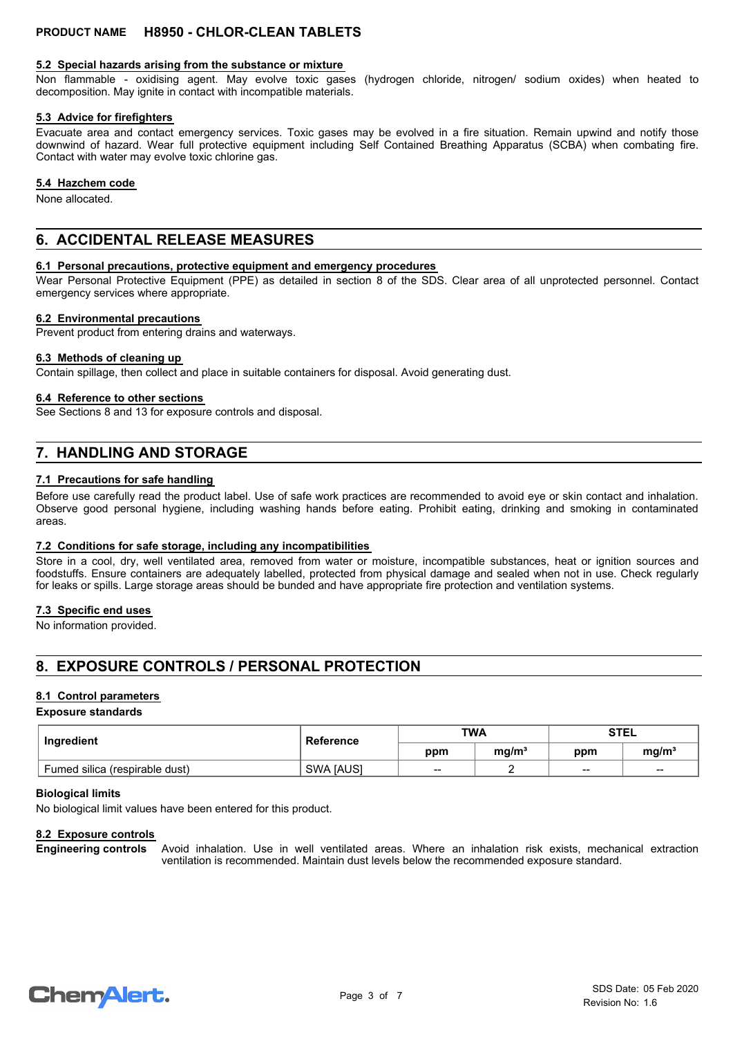#### 5.2 Special hazards arising from the substance or mixture

Non flammable - oxidising agent. May evolve toxic gases (hydrogen chloride, nitrogen/ sodium oxides) when heated to decomposition. May ignite in contact with incompatible materials.

#### 5.3 Advice for firefighters

Evacuate area and contact emergency services. Toxic gases may be evolved in a fire situation. Remain upwind and notify those downwind of hazard. Wear full protective equipment including Self Contained Breathing Apparatus (SCBA) when combating fire. Contact with water may evolve toxic chlorine gas.

#### 5.4 Hazchem code

None allocated.

## 6. ACCIDENTAL RELEASE MEASURES

#### 6.1 Personal precautions, protective equipment and emergency procedures

Wear Personal Protective Equipment (PPE) as detailed in section 8 of the SDS. Clear area of all unprotected personnel. Contact emergency services where appropriate.

#### 6.2 Environmental precautions

Prevent product from entering drains and waterways.

#### 6.3 Methods of cleaning up

Contain spillage, then collect and place in suitable containers for disposal. Avoid generating dust.

#### 6.4 Reference to other sections

See Sections 8 and 13 for exposure controls and disposal.

## 7. HANDLING AND STORAGE

#### 7.1 Precautions for safe handling

Before use carefully read the product label. Use of safe work practices are recommended to avoid eye or skin contact and inhalation. Observe good personal hygiene, including washing hands before eating. Prohibit eating, drinking and smoking in contaminated areas.

#### 7.2 Conditions for safe storage, including any incompatibilities

Store in a cool, dry, well ventilated area, removed from water or moisture, incompatible substances, heat or ignition sources and foodstuffs. Ensure containers are adequately labelled, protected from physical damage and sealed when not in use. Check regularly for leaks or spills. Large storage areas should be bunded and have appropriate fire protection and ventilation systems.

#### 7.3 Specific end uses

No information provided.

## 8. EXPOSURE CONTROLS / PERSONAL PROTECTION

#### 8.1 Control parameters

**Exposure standards**

| Ingredient | Reference | TWA | | STEL | |
|---|---|---|---|---|---|
| | | ppm | mg/m³ | ppm | mg/m³ |
| Fumed silica (respirable dust) | SWA [AUS] | -- | 2 | -- | -- |

**Biological limits**

No biological limit values have been entered for this product.

#### 8.2 Exposure controls

**Engineering controls** Avoid inhalation. Use in well ventilated areas. Where an inhalation risk exists, mechanical extraction ventilation is recommended. Maintain dust levels below the recommended exposure standard.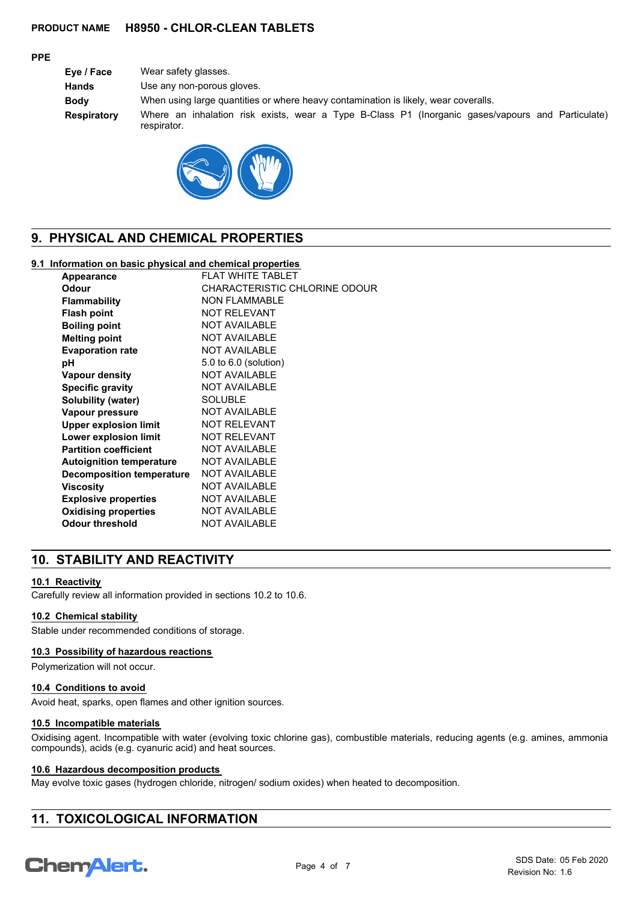**PPE**

| | |
|---|---|
| **Eye / Face** | Wear safety glasses. |
| **Hands** | Use any non-porous gloves. |
| **Body** | When using large quantities or where heavy contamination is likely, wear coveralls. |
| **Respiratory** | Where an inhalation risk exists, wear a Type B-Class P1 (Inorganic gases/vapours and Particulate) respirator. |

## 9. PHYSICAL AND CHEMICAL PROPERTIES

### 9.1 Information on basic physical and chemical properties

| | |
|---|---|
| **Appearance** | FLAT WHITE TABLET |
| **Odour** | CHARACTERISTIC CHLORINE ODOUR |
| **Flammability** | NON FLAMMABLE |
| **Flash point** | NOT RELEVANT |
| **Boiling point** | NOT AVAILABLE |
| **Melting point** | NOT AVAILABLE |
| **Evaporation rate** | NOT AVAILABLE |
| **pH** | 5.0 to 6.0 (solution) |
| **Vapour density** | NOT AVAILABLE |
| **Specific gravity** | NOT AVAILABLE |
| **Solubility (water)** | SOLUBLE |
| **Vapour pressure** | NOT AVAILABLE |
| **Upper explosion limit** | NOT RELEVANT |
| **Lower explosion limit** | NOT RELEVANT |
| **Partition coefficient** | NOT AVAILABLE |
| **Autoignition temperature** | NOT AVAILABLE |
| **Decomposition temperature** | NOT AVAILABLE |
| **Viscosity** | NOT AVAILABLE |
| **Explosive properties** | NOT AVAILABLE |
| **Oxidising properties** | NOT AVAILABLE |
| **Odour threshold** | NOT AVAILABLE |

## 10. STABILITY AND REACTIVITY

### 10.1 Reactivity

Carefully review all information provided in sections 10.2 to 10.6.

### 10.2 Chemical stability

Stable under recommended conditions of storage.

### 10.3 Possibility of hazardous reactions

Polymerization will not occur.

### 10.4 Conditions to avoid

Avoid heat, sparks, open flames and other ignition sources.

### 10.5 Incompatible materials

Oxidising agent. Incompatible with water (evolving toxic chlorine gas), combustible materials, reducing agents (e.g. amines, ammonia compounds), acids (e.g. cyanuric acid) and heat sources.

### 10.6 Hazardous decomposition products

May evolve toxic gases (hydrogen chloride, nitrogen/ sodium oxides) when heated to decomposition.

## 11. TOXICOLOGICAL INFORMATION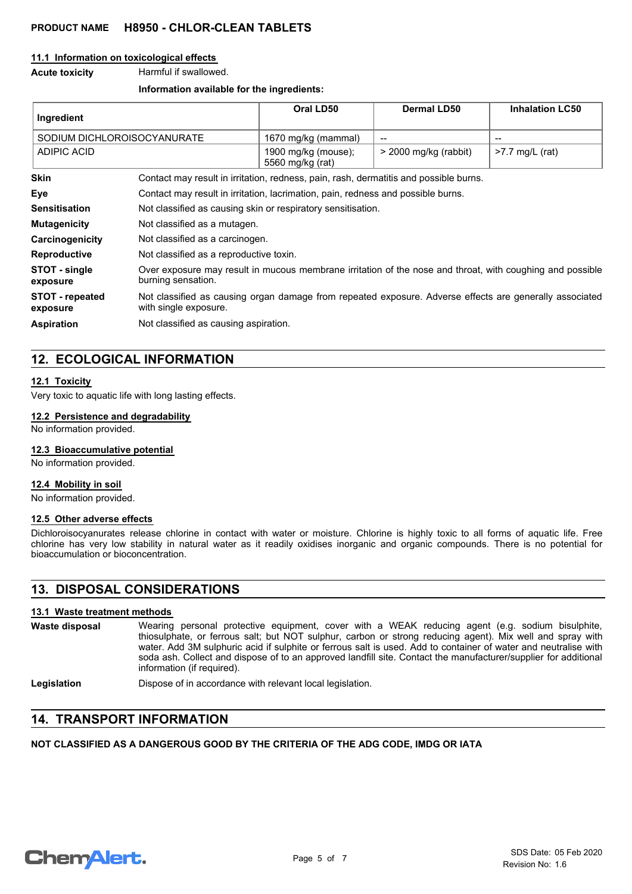#### 11.1 Information on toxicological effects

**Acute toxicity** Harmful if swallowed.

**Information available for the ingredients:**

| Ingredient | Oral LD50 | Dermal LD50 | Inhalation LC50 |
|---|---|---|---|
| SODIUM DICHLOROISOCYANURATE | 1670 mg/kg (mammal) | -- | -- |
| ADIPIC ACID | 1900 mg/kg (mouse); 5560 mg/kg (rat) | > 2000 mg/kg (rabbit) | >7.7 mg/L (rat) |

**Skin** Contact may result in irritation, redness, pain, rash, dermatitis and possible burns.

**Eye** Contact may result in irritation, lacrimation, pain, redness and possible burns.

**Sensitisation** Not classified as causing skin or respiratory sensitisation.

**Mutagenicity** Not classified as a mutagen.

**Carcinogenicity** Not classified as a carcinogen.

**Reproductive** Not classified as a reproductive toxin.

**STOT - single exposure** Over exposure may result in mucous membrane irritation of the nose and throat, with coughing and possible burning sensation.

**STOT - repeated exposure** Not classified as causing organ damage from repeated exposure. Adverse effects are generally associated with single exposure.

**Aspiration** Not classified as causing aspiration.

## 12. ECOLOGICAL INFORMATION

#### 12.1 Toxicity

Very toxic to aquatic life with long lasting effects.

#### 12.2 Persistence and degradability

No information provided.

#### 12.3 Bioaccumulative potential

No information provided.

#### 12.4 Mobility in soil

No information provided.

#### 12.5 Other adverse effects

Dichloroisocyanurates release chlorine in contact with water or moisture. Chlorine is highly toxic to all forms of aquatic life. Free chlorine has very low stability in natural water as it readily oxidises inorganic and organic compounds. There is no potential for bioaccumulation or bioconcentration.

## 13. DISPOSAL CONSIDERATIONS

#### 13.1 Waste treatment methods

**Waste disposal** Wearing personal protective equipment, cover with a WEAK reducing agent (e.g. sodium bisulphite, thiosulphate, or ferrous salt; but NOT sulphur, carbon or strong reducing agent). Mix well and spray with water. Add 3M sulphuric acid if sulphite or ferrous salt is used. Add to container of water and neutralise with soda ash. Collect and dispose of to an approved landfill site. Contact the manufacturer/supplier for additional information (if required).

**Legislation** Dispose of in accordance with relevant local legislation.

## 14. TRANSPORT INFORMATION

**NOT CLASSIFIED AS A DANGEROUS GOOD BY THE CRITERIA OF THE ADG CODE, IMDG OR IATA**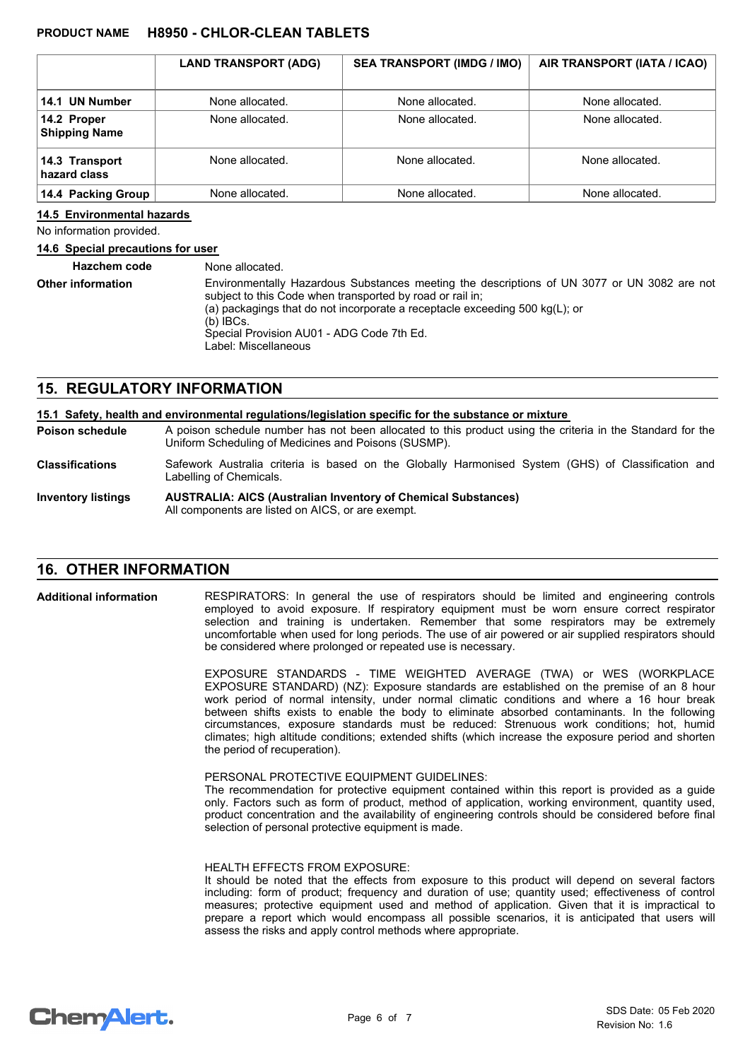| | LAND TRANSPORT (ADG) | SEA TRANSPORT (IMDG / IMO) | AIR TRANSPORT (IATA / ICAO) |
|---|---|---|---|
| **14.1 UN Number** | None allocated. | None allocated. | None allocated. |
| **14.2 Proper Shipping Name** | None allocated. | None allocated. | None allocated. |
| **14.3 Transport hazard class** | None allocated. | None allocated. | None allocated. |
| **14.4 Packing Group** | None allocated. | None allocated. | None allocated. |

**14.5 Environmental hazards**

No information provided.

**14.6 Special precautions for user**

**Hazchem code** None allocated.

**Other information** Environmentally Hazardous Substances meeting the descriptions of UN 3077 or UN 3082 are not subject to this Code when transported by road or rail in;
(a) packagings that do not incorporate a receptacle exceeding 500 kg(L); or
(b) IBCs.
Special Provision AU01 - ADG Code 7th Ed.
Label: Miscellaneous

## 15. REGULATORY INFORMATION

**15.1 Safety, health and environmental regulations/legislation specific for the substance or mixture**

**Poison schedule** A poison schedule number has not been allocated to this product using the criteria in the Standard for the Uniform Scheduling of Medicines and Poisons (SUSMP).

**Classifications** Safework Australia criteria is based on the Globally Harmonised System (GHS) of Classification and Labelling of Chemicals.

**Inventory listings** **AUSTRALIA: AICS (Australian Inventory of Chemical Substances)**
All components are listed on AICS, or are exempt.

## 16. OTHER INFORMATION

**Additional information** RESPIRATORS: In general the use of respirators should be limited and engineering controls employed to avoid exposure. If respiratory equipment must be worn ensure correct respirator selection and training is undertaken. Remember that some respirators may be extremely uncomfortable when used for long periods. The use of air powered or air supplied respirators should be considered where prolonged or repeated use is necessary.

EXPOSURE STANDARDS - TIME WEIGHTED AVERAGE (TWA) or WES (WORKPLACE EXPOSURE STANDARD) (NZ): Exposure standards are established on the premise of an 8 hour work period of normal intensity, under normal climatic conditions and where a 16 hour break between shifts exists to enable the body to eliminate absorbed contaminants. In the following circumstances, exposure standards must be reduced: Strenuous work conditions; hot, humid climates; high altitude conditions; extended shifts (which increase the exposure period and shorten the period of recuperation).

PERSONAL PROTECTIVE EQUIPMENT GUIDELINES:
The recommendation for protective equipment contained within this report is provided as a guide only. Factors such as form of product, method of application, working environment, quantity used, product concentration and the availability of engineering controls should be considered before final selection of personal protective equipment is made.

HEALTH EFFECTS FROM EXPOSURE:
It should be noted that the effects from exposure to this product will depend on several factors including: form of product; frequency and duration of use; quantity used; effectiveness of control measures; protective equipment used and method of application. Given that it is impractical to prepare a report which would encompass all possible scenarios, it is anticipated that users will assess the risks and apply control methods where appropriate.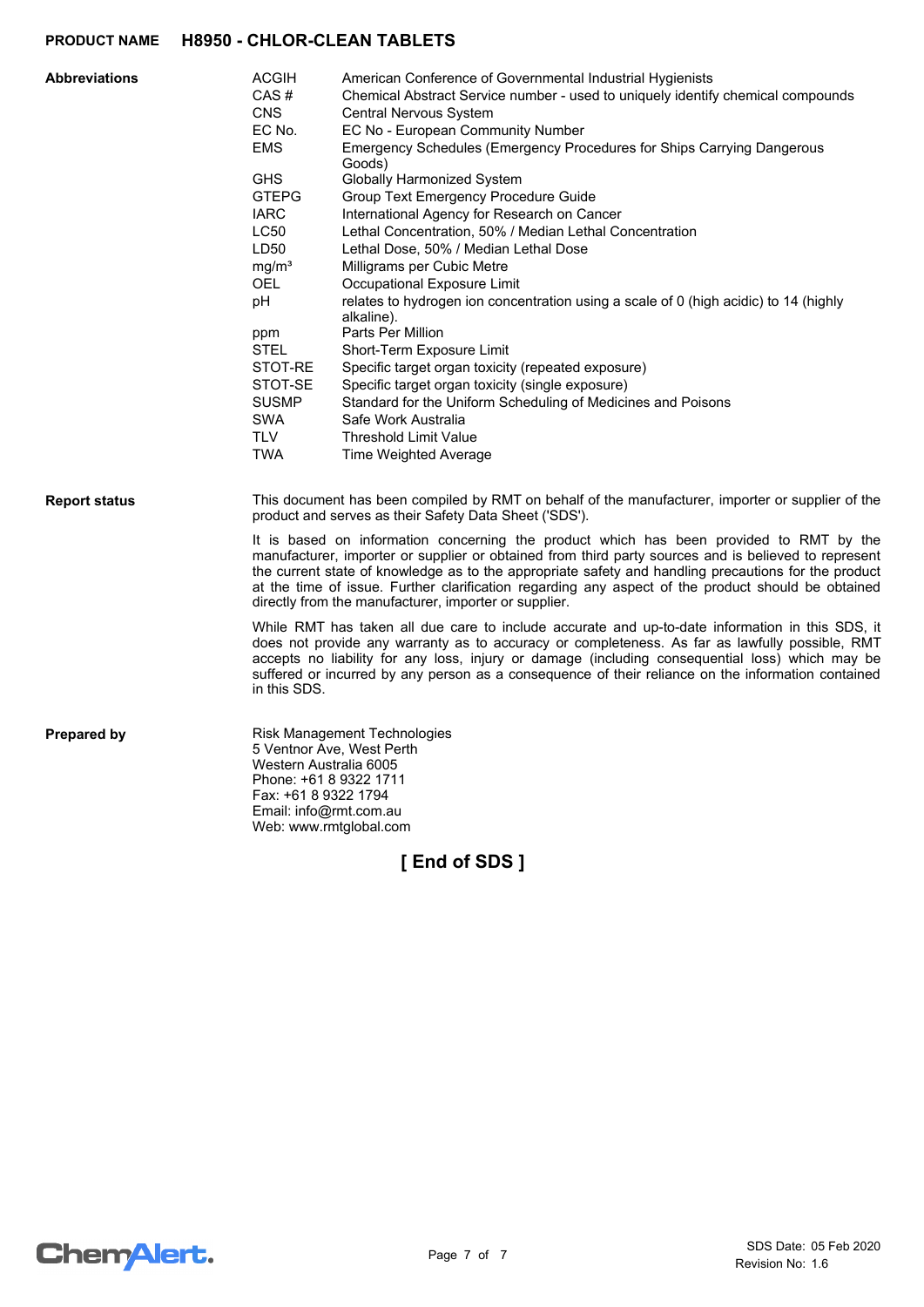**PRODUCT NAME H8950 - CHLOR-CLEAN TABLETS**

**Abbreviations**

| | |
|---|---|
| ACGIH | American Conference of Governmental Industrial Hygienists |
| CAS # | Chemical Abstract Service number - used to uniquely identify chemical compounds |
| CNS | Central Nervous System |
| EC No. | EC No - European Community Number |
| EMS | Emergency Schedules (Emergency Procedures for Ships Carrying Dangerous Goods) |
| GHS | Globally Harmonized System |
| GTEPG | Group Text Emergency Procedure Guide |
| IARC | International Agency for Research on Cancer |
| LC50 | Lethal Concentration, 50% / Median Lethal Concentration |
| LD50 | Lethal Dose, 50% / Median Lethal Dose |
| $mg/m^3$ | Milligrams per Cubic Metre |
| OEL | Occupational Exposure Limit |
| pH | relates to hydrogen ion concentration using a scale of 0 (high acidic) to 14 (highly alkaline). |
| ppm | Parts Per Million |
| STEL | Short-Term Exposure Limit |
| STOT-RE | Specific target organ toxicity (repeated exposure) |
| STOT-SE | Specific target organ toxicity (single exposure) |
| SUSMP | Standard for the Uniform Scheduling of Medicines and Poisons |
| SWA | Safe Work Australia |
| TLV | Threshold Limit Value |
| TWA | Time Weighted Average |

**Report status**

This document has been compiled by RMT on behalf of the manufacturer, importer or supplier of the product and serves as their Safety Data Sheet ('SDS').

It is based on information concerning the product which has been provided to RMT by the manufacturer, importer or supplier or obtained from third party sources and is believed to represent the current state of knowledge as to the appropriate safety and handling precautions for the product at the time of issue. Further clarification regarding any aspect of the product should be obtained directly from the manufacturer, importer or supplier.

While RMT has taken all due care to include accurate and up-to-date information in this SDS, it does not provide any warranty as to accuracy or completeness. As far as lawfully possible, RMT accepts no liability for any loss, injury or damage (including consequential loss) which may be suffered or incurred by any person as a consequence of their reliance on the information contained in this SDS.

**Prepared by**

Risk Management Technologies
5 Ventnor Ave, West Perth
Western Australia 6005
Phone: +61 8 9322 1711
Fax: +61 8 9322 1794
Email: info@rmt.com.au
Web: www.rmtglobal.com

**[ End of SDS ]**

SDS Date: 05 Feb 2020
Revision No: 1.6